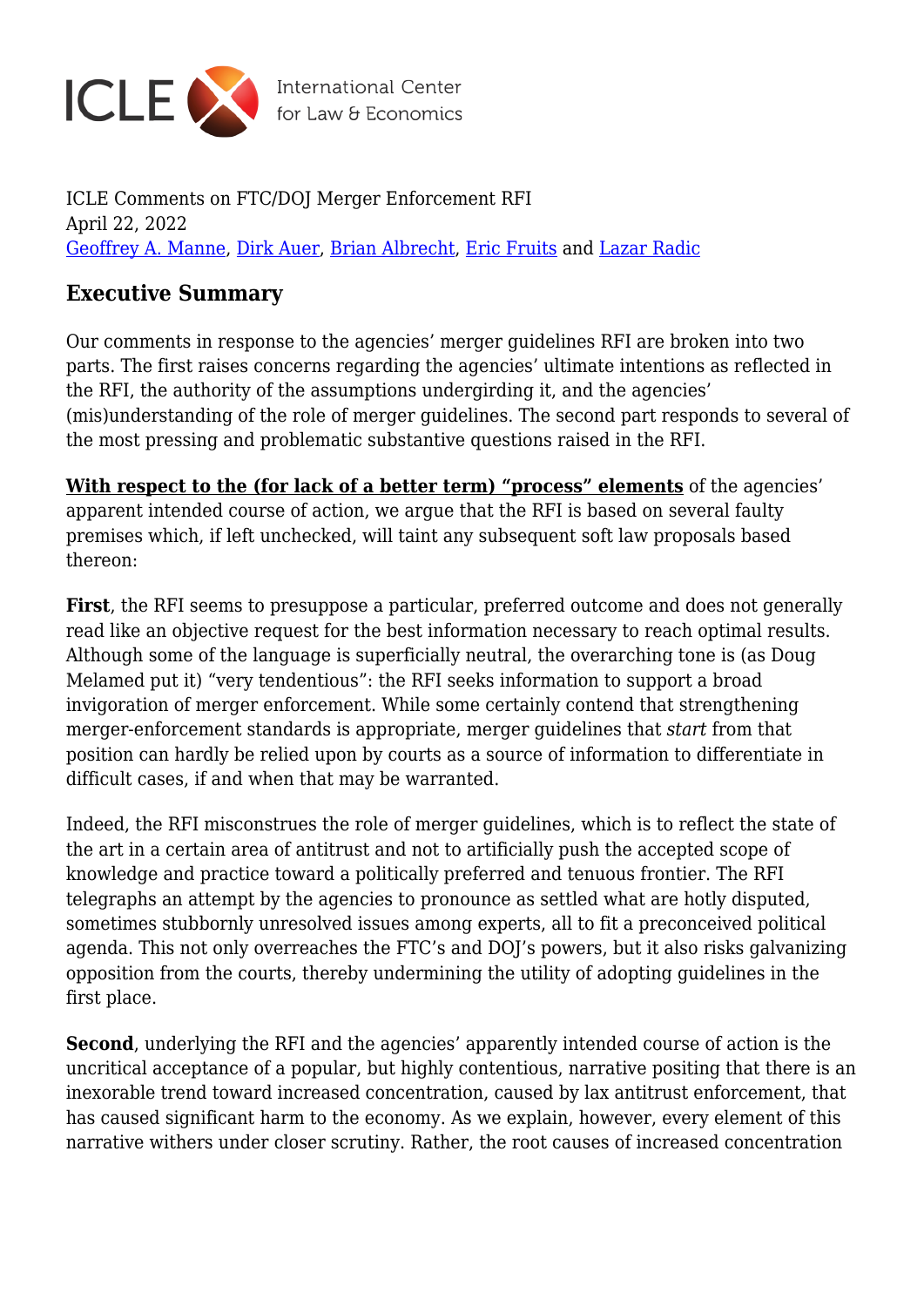ICLE Comments on FTC/DOJ Merger Enforcement RFI
April 22, 2022
Geoffrey A. Manne, Dirk Auer, Brian Albrecht, Eric Fruits and Lazar Radic

## Executive Summary

Our comments in response to the agencies' merger guidelines RFI are broken into two parts. The first raises concerns regarding the agencies' ultimate intentions as reflected in the RFI, the authority of the assumptions undergirding it, and the agencies' (mis)understanding of the role of merger guidelines. The second part responds to several of the most pressing and problematic substantive questions raised in the RFI.

**With respect to the (for lack of a better term) "process" elements** of the agencies' apparent intended course of action, we argue that the RFI is based on several faulty premises which, if left unchecked, will taint any subsequent soft law proposals based thereon:

**First**, the RFI seems to presuppose a particular, preferred outcome and does not generally read like an objective request for the best information necessary to reach optimal results. Although some of the language is superficially neutral, the overarching tone is (as Doug Melamed put it) "very tendentious": the RFI seeks information to support a broad invigoration of merger enforcement. While some certainly contend that strengthening merger-enforcement standards is appropriate, merger guidelines that *start* from that position can hardly be relied upon by courts as a source of information to differentiate in difficult cases, if and when that may be warranted.

Indeed, the RFI misconstrues the role of merger guidelines, which is to reflect the state of the art in a certain area of antitrust and not to artificially push the accepted scope of knowledge and practice toward a politically preferred and tenuous frontier. The RFI telegraphs an attempt by the agencies to pronounce as settled what are hotly disputed, sometimes stubbornly unresolved issues among experts, all to fit a preconceived political agenda. This not only overreaches the FTC's and DOJ's powers, but it also risks galvanizing opposition from the courts, thereby undermining the utility of adopting guidelines in the first place.

**Second**, underlying the RFI and the agencies' apparently intended course of action is the uncritical acceptance of a popular, but highly contentious, narrative positing that there is an inexorable trend toward increased concentration, caused by lax antitrust enforcement, that has caused significant harm to the economy. As we explain, however, every element of this narrative withers under closer scrutiny. Rather, the root causes of increased concentration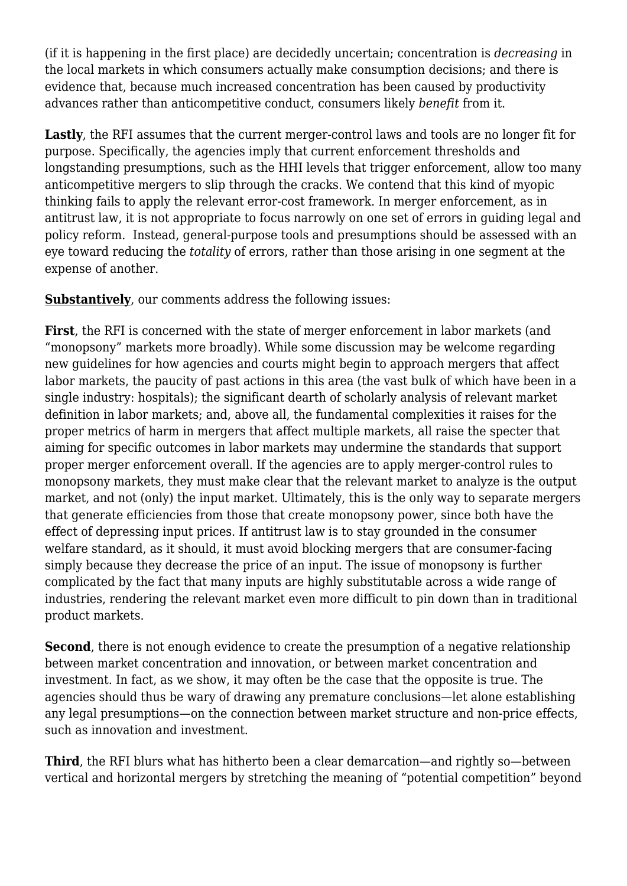(if it is happening in the first place) are decidedly uncertain; concentration is *decreasing* in the local markets in which consumers actually make consumption decisions; and there is evidence that, because much increased concentration has been caused by productivity advances rather than anticompetitive conduct, consumers likely *benefit* from it.

**Lastly**, the RFI assumes that the current merger-control laws and tools are no longer fit for purpose. Specifically, the agencies imply that current enforcement thresholds and longstanding presumptions, such as the HHI levels that trigger enforcement, allow too many anticompetitive mergers to slip through the cracks. We contend that this kind of myopic thinking fails to apply the relevant error-cost framework. In merger enforcement, as in antitrust law, it is not appropriate to focus narrowly on one set of errors in guiding legal and policy reform. Instead, general-purpose tools and presumptions should be assessed with an eye toward reducing the *totality* of errors, rather than those arising in one segment at the expense of another.

**Substantively**, our comments address the following issues:

**First**, the RFI is concerned with the state of merger enforcement in labor markets (and "monopsony" markets more broadly). While some discussion may be welcome regarding new guidelines for how agencies and courts might begin to approach mergers that affect labor markets, the paucity of past actions in this area (the vast bulk of which have been in a single industry: hospitals); the significant dearth of scholarly analysis of relevant market definition in labor markets; and, above all, the fundamental complexities it raises for the proper metrics of harm in mergers that affect multiple markets, all raise the specter that aiming for specific outcomes in labor markets may undermine the standards that support proper merger enforcement overall. If the agencies are to apply merger-control rules to monopsony markets, they must make clear that the relevant market to analyze is the output market, and not (only) the input market. Ultimately, this is the only way to separate mergers that generate efficiencies from those that create monopsony power, since both have the effect of depressing input prices. If antitrust law is to stay grounded in the consumer welfare standard, as it should, it must avoid blocking mergers that are consumer-facing simply because they decrease the price of an input. The issue of monopsony is further complicated by the fact that many inputs are highly substitutable across a wide range of industries, rendering the relevant market even more difficult to pin down than in traditional product markets.

**Second**, there is not enough evidence to create the presumption of a negative relationship between market concentration and innovation, or between market concentration and investment. In fact, as we show, it may often be the case that the opposite is true. The agencies should thus be wary of drawing any premature conclusions—let alone establishing any legal presumptions—on the connection between market structure and non-price effects, such as innovation and investment.

**Third**, the RFI blurs what has hitherto been a clear demarcation—and rightly so—between vertical and horizontal mergers by stretching the meaning of "potential competition" beyond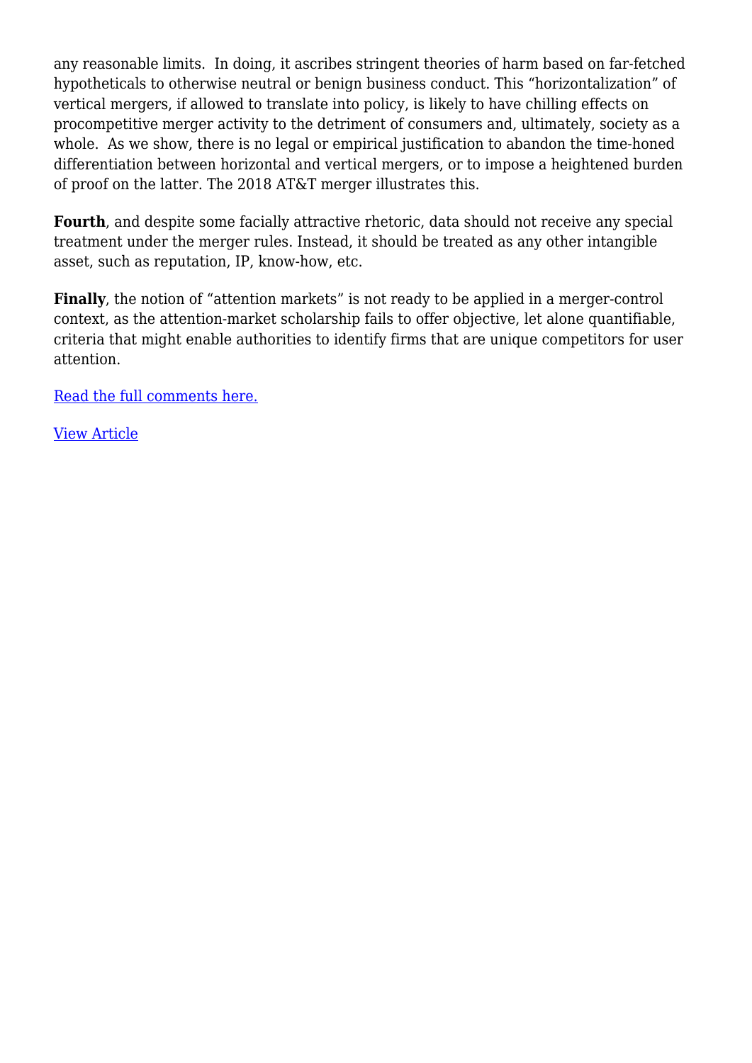any reasonable limits.  In doing, it ascribes stringent theories of harm based on far-fetched hypotheticals to otherwise neutral or benign business conduct. This “horizontalization” of vertical mergers, if allowed to translate into policy, is likely to have chilling effects on procompetitive merger activity to the detriment of consumers and, ultimately, society as a whole.  As we show, there is no legal or empirical justification to abandon the time-honed differentiation between horizontal and vertical mergers, or to impose a heightened burden of proof on the latter. The 2018 AT&T merger illustrates this.

**Fourth**, and despite some facially attractive rhetoric, data should not receive any special treatment under the merger rules. Instead, it should be treated as any other intangible asset, such as reputation, IP, know-how, etc.

**Finally**, the notion of “attention markets” is not ready to be applied in a merger-control context, as the attention-market scholarship fails to offer objective, let alone quantifiable, criteria that might enable authorities to identify firms that are unique competitors for user attention.

Read the full comments here.

View Article